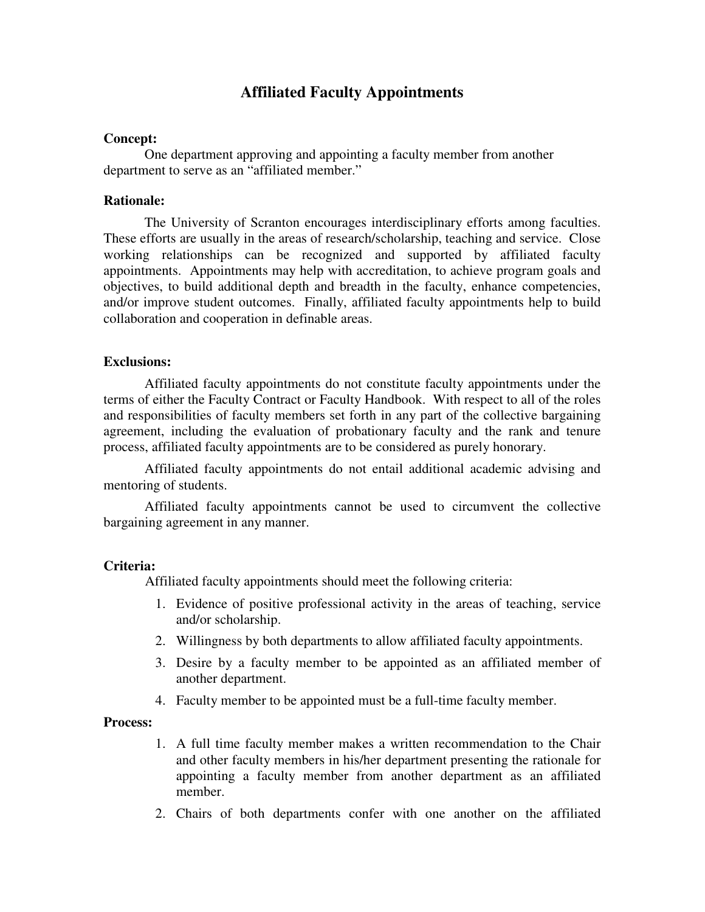# Affiliated Faculty Appointments

**Concept:**

One department approving and appointing a faculty member from another department to serve as an "affiliated member."

**Rationale:**

The University of Scranton encourages interdisciplinary efforts among faculties. These efforts are usually in the areas of research/scholarship, teaching and service. Close working relationships can be recognized and supported by affiliated faculty appointments. Appointments may help with accreditation, to achieve program goals and objectives, to build additional depth and breadth in the faculty, enhance competencies, and/or improve student outcomes. Finally, affiliated faculty appointments help to build collaboration and cooperation in definable areas.

**Exclusions:**

Affiliated faculty appointments do not constitute faculty appointments under the terms of either the Faculty Contract or Faculty Handbook. With respect to all of the roles and responsibilities of faculty members set forth in any part of the collective bargaining agreement, including the evaluation of probationary faculty and the rank and tenure process, affiliated faculty appointments are to be considered as purely honorary.

Affiliated faculty appointments do not entail additional academic advising and mentoring of students.

Affiliated faculty appointments cannot be used to circumvent the collective bargaining agreement in any manner.

**Criteria:**

Affiliated faculty appointments should meet the following criteria:

1. Evidence of positive professional activity in the areas of teaching, service and/or scholarship.
2. Willingness by both departments to allow affiliated faculty appointments.
3. Desire by a faculty member to be appointed as an affiliated member of another department.
4. Faculty member to be appointed must be a full-time faculty member.

**Process:**

1. A full time faculty member makes a written recommendation to the Chair and other faculty members in his/her department presenting the rationale for appointing a faculty member from another department as an affiliated member.
2. Chairs of both departments confer with one another on the affiliated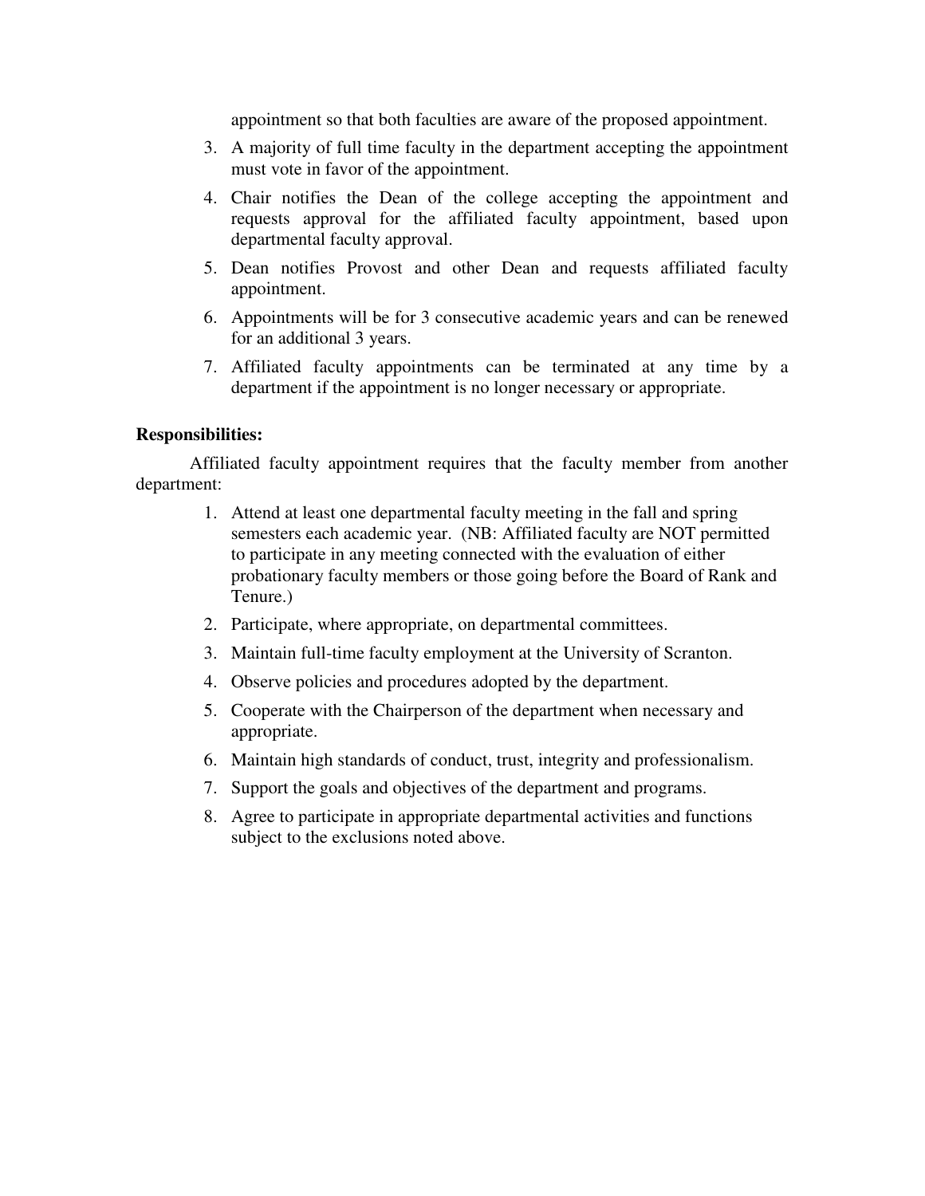appointment so that both faculties are aware of the proposed appointment.

3. A majority of full time faculty in the department accepting the appointment must vote in favor of the appointment.
4. Chair notifies the Dean of the college accepting the appointment and requests approval for the affiliated faculty appointment, based upon departmental faculty approval.
5. Dean notifies Provost and other Dean and requests affiliated faculty appointment.
6. Appointments will be for 3 consecutive academic years and can be renewed for an additional 3 years.
7. Affiliated faculty appointments can be terminated at any time by a department if the appointment is no longer necessary or appropriate.

**Responsibilities:**

Affiliated faculty appointment requires that the faculty member from another department:

1. Attend at least one departmental faculty meeting in the fall and spring semesters each academic year. (NB: Affiliated faculty are NOT permitted to participate in any meeting connected with the evaluation of either probationary faculty members or those going before the Board of Rank and Tenure.)
2. Participate, where appropriate, on departmental committees.
3. Maintain full-time faculty employment at the University of Scranton.
4. Observe policies and procedures adopted by the department.
5. Cooperate with the Chairperson of the department when necessary and appropriate.
6. Maintain high standards of conduct, trust, integrity and professionalism.
7. Support the goals and objectives of the department and programs.
8. Agree to participate in appropriate departmental activities and functions subject to the exclusions noted above.